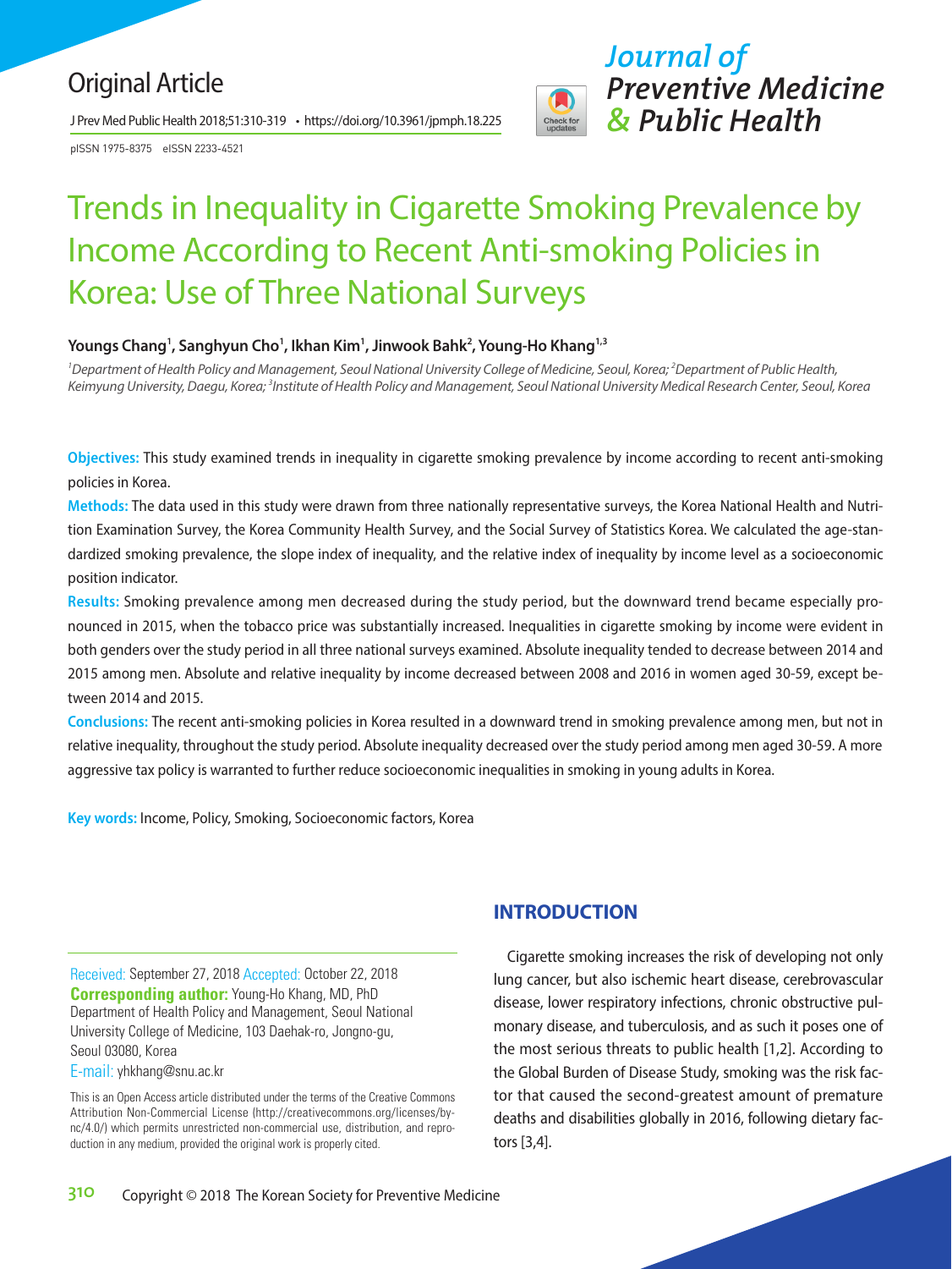Original Article

# Trends in Inequality in Cigarette Smoking Prevalence by Income According to Recent Anti-smoking Policies in Korea: Use of Three National Surveys

**Youngs Chang[1], Sanghyun Cho[1], Ikhan Kim[1], Jinwook Bahk[2], Young-Ho Khang[1,3]**

*[1]Department of Health Policy and Management, Seoul National University College of Medicine, Seoul, Korea; [2]Department of Public Health, Keimyung University, Daegu, Korea; [3]Institute of Health Policy and Management, Seoul National University Medical Research Center, Seoul, Korea*

**Objectives:** This study examined trends in inequality in cigarette smoking prevalence by income according to recent anti-smoking policies in Korea.

**Methods:** The data used in this study were drawn from three nationally representative surveys, the Korea National Health and Nutrition Examination Survey, the Korea Community Health Survey, and the Social Survey of Statistics Korea. We calculated the age-standardized smoking prevalence, the slope index of inequality, and the relative index of inequality by income level as a socioeconomic position indicator.

**Results:** Smoking prevalence among men decreased during the study period, but the downward trend became especially pronounced in 2015, when the tobacco price was substantially increased. Inequalities in cigarette smoking by income were evident in both genders over the study period in all three national surveys examined. Absolute inequality tended to decrease between 2014 and 2015 among men. Absolute and relative inequality by income decreased between 2008 and 2016 in women aged 30-59, except between 2014 and 2015.

**Conclusions:** The recent anti-smoking policies in Korea resulted in a downward trend in smoking prevalence among men, but not in relative inequality, throughout the study period. Absolute inequality decreased over the study period among men aged 30-59. A more aggressive tax policy is warranted to further reduce socioeconomic inequalities in smoking in young adults in Korea.

**Key words:** Income, Policy, Smoking, Socioeconomic factors, Korea

Received: September 27, 2018 Accepted: October 22, 2018
**Corresponding author:** Young-Ho Khang, MD, PhD
Department of Health Policy and Management, Seoul National University College of Medicine, 103 Daehak-ro, Jongno-gu, Seoul 03080, Korea
E-mail: yhkhang@snu.ac.kr

This is an Open Access article distributed under the terms of the Creative Commons Attribution Non-Commercial License (http://creativecommons.org/licenses/by-nc/4.0/) which permits unrestricted non-commercial use, distribution, and reproduction in any medium, provided the original work is properly cited.

## INTRODUCTION

Cigarette smoking increases the risk of developing not only lung cancer, but also ischemic heart disease, cerebrovascular disease, lower respiratory infections, chronic obstructive pulmonary disease, and tuberculosis, and as such it poses one of the most serious threats to public health [1,2]. According to the Global Burden of Disease Study, smoking was the risk factor that caused the second-greatest amount of premature deaths and disabilities globally in 2016, following dietary factors [3,4].

Copyright © 2018 The Korean Society for Preventive Medicine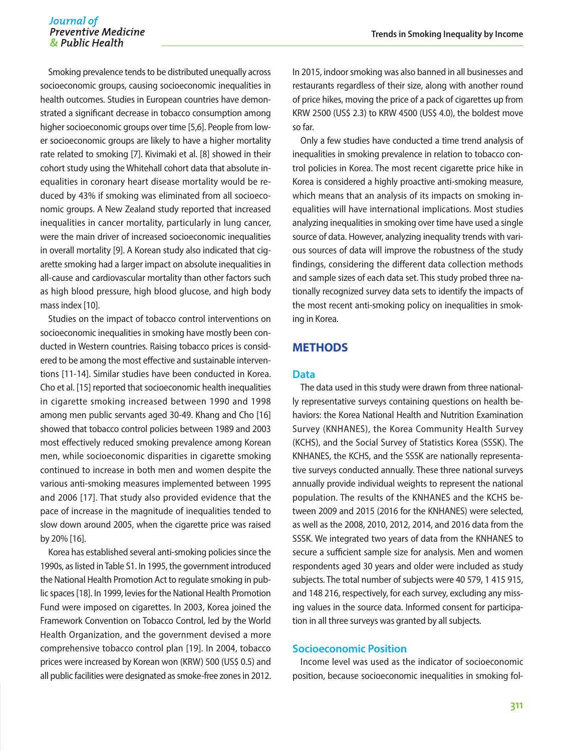Smoking prevalence tends to be distributed unequally across socioeconomic groups, causing socioeconomic inequalities in health outcomes. Studies in European countries have demonstrated a significant decrease in tobacco consumption among higher socioeconomic groups over time [5,6]. People from lower socioeconomic groups are likely to have a higher mortality rate related to smoking [7]. Kivimaki et al. [8] showed in their cohort study using the Whitehall cohort data that absolute inequalities in coronary heart disease mortality would be reduced by 43% if smoking was eliminated from all socioeconomic groups. A New Zealand study reported that increased inequalities in cancer mortality, particularly in lung cancer, were the main driver of increased socioeconomic inequalities in overall mortality [9]. A Korean study also indicated that cigarette smoking had a larger impact on absolute inequalities in all-cause and cardiovascular mortality than other factors such as high blood pressure, high blood glucose, and high body mass index [10].

Studies on the impact of tobacco control interventions on socioeconomic inequalities in smoking have mostly been conducted in Western countries. Raising tobacco prices is considered to be among the most effective and sustainable interventions [11-14]. Similar studies have been conducted in Korea. Cho et al. [15] reported that socioeconomic health inequalities in cigarette smoking increased between 1990 and 1998 among men public servants aged 30-49. Khang and Cho [16] showed that tobacco control policies between 1989 and 2003 most effectively reduced smoking prevalence among Korean men, while socioeconomic disparities in cigarette smoking continued to increase in both men and women despite the various anti-smoking measures implemented between 1995 and 2006 [17]. That study also provided evidence that the pace of increase in the magnitude of inequalities tended to slow down around 2005, when the cigarette price was raised by 20% [16].

Korea has established several anti-smoking policies since the 1990s, as listed in Table S1. In 1995, the government introduced the National Health Promotion Act to regulate smoking in public spaces [18]. In 1999, levies for the National Health Promotion Fund were imposed on cigarettes. In 2003, Korea joined the Framework Convention on Tobacco Control, led by the World Health Organization, and the government devised a more comprehensive tobacco control plan [19]. In 2004, tobacco prices were increased by Korean won (KRW) 500 (US$ 0.5) and all public facilities were designated as smoke-free zones in 2012. In 2015, indoor smoking was also banned in all businesses and restaurants regardless of their size, along with another round of price hikes, moving the price of a pack of cigarettes up from KRW 2500 (US$ 2.3) to KRW 4500 (US$ 4.0), the boldest move so far.

Only a few studies have conducted a time trend analysis of inequalities in smoking prevalence in relation to tobacco control policies in Korea. The most recent cigarette price hike in Korea is considered a highly proactive anti-smoking measure, which means that an analysis of its impacts on smoking inequalities will have international implications. Most studies analyzing inequalities in smoking over time have used a single source of data. However, analyzing inequality trends with various sources of data will improve the robustness of the study findings, considering the different data collection methods and sample sizes of each data set. This study probed three nationally recognized survey data sets to identify the impacts of the most recent anti-smoking policy on inequalities in smoking in Korea.

## METHODS

### Data

The data used in this study were drawn from three nationally representative surveys containing questions on health behaviors: the Korea National Health and Nutrition Examination Survey (KNHANES), the Korea Community Health Survey (KCHS), and the Social Survey of Statistics Korea (SSSK). The KNHANES, the KCHS, and the SSSK are nationally representative surveys conducted annually. These three national surveys annually provide individual weights to represent the national population. The results of the KNHANES and the KCHS between 2009 and 2015 (2016 for the KNHANES) were selected, as well as the 2008, 2010, 2012, 2014, and 2016 data from the SSSK. We integrated two years of data from the KNHANES to secure a sufficient sample size for analysis. Men and women respondents aged 30 years and older were included as study subjects. The total number of subjects were 40 579, 1 415 915, and 148 216, respectively, for each survey, excluding any missing values in the source data. Informed consent for participation in all three surveys was granted by all subjects.

### Socioeconomic Position

Income level was used as the indicator of socioeconomic position, because socioeconomic inequalities in smoking fol-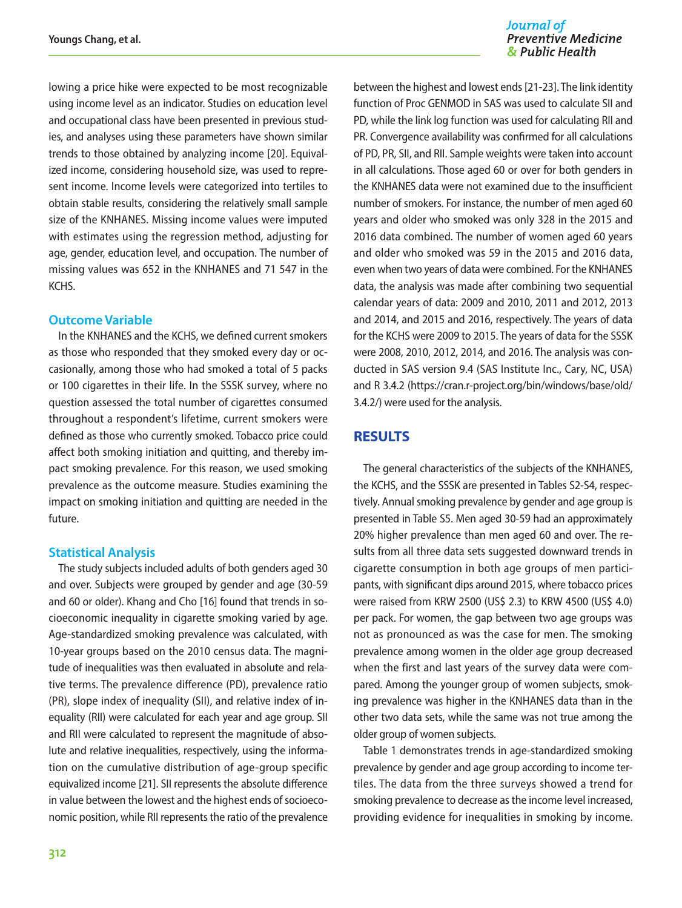lowing a price hike were expected to be most recognizable using income level as an indicator. Studies on education level and occupational class have been presented in previous studies, and analyses using these parameters have shown similar trends to those obtained by analyzing income [20]. Equivalized income, considering household size, was used to represent income. Income levels were categorized into tertiles to obtain stable results, considering the relatively small sample size of the KNHANES. Missing income values were imputed with estimates using the regression method, adjusting for age, gender, education level, and occupation. The number of missing values was 652 in the KNHANES and 71 547 in the KCHS.

### Outcome Variable

In the KNHANES and the KCHS, we defined current smokers as those who responded that they smoked every day or occasionally, among those who had smoked a total of 5 packs or 100 cigarettes in their life. In the SSSK survey, where no question assessed the total number of cigarettes consumed throughout a respondent's lifetime, current smokers were defined as those who currently smoked. Tobacco price could affect both smoking initiation and quitting, and thereby impact smoking prevalence. For this reason, we used smoking prevalence as the outcome measure. Studies examining the impact on smoking initiation and quitting are needed in the future.

### Statistical Analysis

The study subjects included adults of both genders aged 30 and over. Subjects were grouped by gender and age (30-59 and 60 or older). Khang and Cho [16] found that trends in socioeconomic inequality in cigarette smoking varied by age. Age-standardized smoking prevalence was calculated, with 10-year groups based on the 2010 census data. The magnitude of inequalities was then evaluated in absolute and relative terms. The prevalence difference (PD), prevalence ratio (PR), slope index of inequality (SII), and relative index of inequality (RII) were calculated for each year and age group. SII and RII were calculated to represent the magnitude of absolute and relative inequalities, respectively, using the information on the cumulative distribution of age-group specific equivalized income [21]. SII represents the absolute difference in value between the lowest and the highest ends of socioeconomic position, while RII represents the ratio of the prevalence between the highest and lowest ends [21-23]. The link identity function of Proc GENMOD in SAS was used to calculate SII and PD, while the link log function was used for calculating RII and PR. Convergence availability was confirmed for all calculations of PD, PR, SII, and RII. Sample weights were taken into account in all calculations. Those aged 60 or over for both genders in the KNHANES data were not examined due to the insufficient number of smokers. For instance, the number of men aged 60 years and older who smoked was only 328 in the 2015 and 2016 data combined. The number of women aged 60 years and older who smoked was 59 in the 2015 and 2016 data, even when two years of data were combined. For the KNHANES data, the analysis was made after combining two sequential calendar years of data: 2009 and 2010, 2011 and 2012, 2013 and 2014, and 2015 and 2016, respectively. The years of data for the KCHS were 2009 to 2015. The years of data for the SSSK were 2008, 2010, 2012, 2014, and 2016. The analysis was conducted in SAS version 9.4 (SAS Institute Inc., Cary, NC, USA) and R 3.4.2 (https://cran.r-project.org/bin/windows/base/old/3.4.2/) were used for the analysis.

## RESULTS

The general characteristics of the subjects of the KNHANES, the KCHS, and the SSSK are presented in Tables S2-S4, respectively. Annual smoking prevalence by gender and age group is presented in Table S5. Men aged 30-59 had an approximately 20% higher prevalence than men aged 60 and over. The results from all three data sets suggested downward trends in cigarette consumption in both age groups of men participants, with significant dips around 2015, where tobacco prices were raised from KRW 2500 (US$ 2.3) to KRW 4500 (US$ 4.0) per pack. For women, the gap between two age groups was not as pronounced as was the case for men. The smoking prevalence among women in the older age group decreased when the first and last years of the survey data were compared. Among the younger group of women subjects, smoking prevalence was higher in the KNHANES data than in the other two data sets, while the same was not true among the older group of women subjects.

Table 1 demonstrates trends in age-standardized smoking prevalence by gender and age group according to income tertiles. The data from the three surveys showed a trend for smoking prevalence to decrease as the income level increased, providing evidence for inequalities in smoking by income.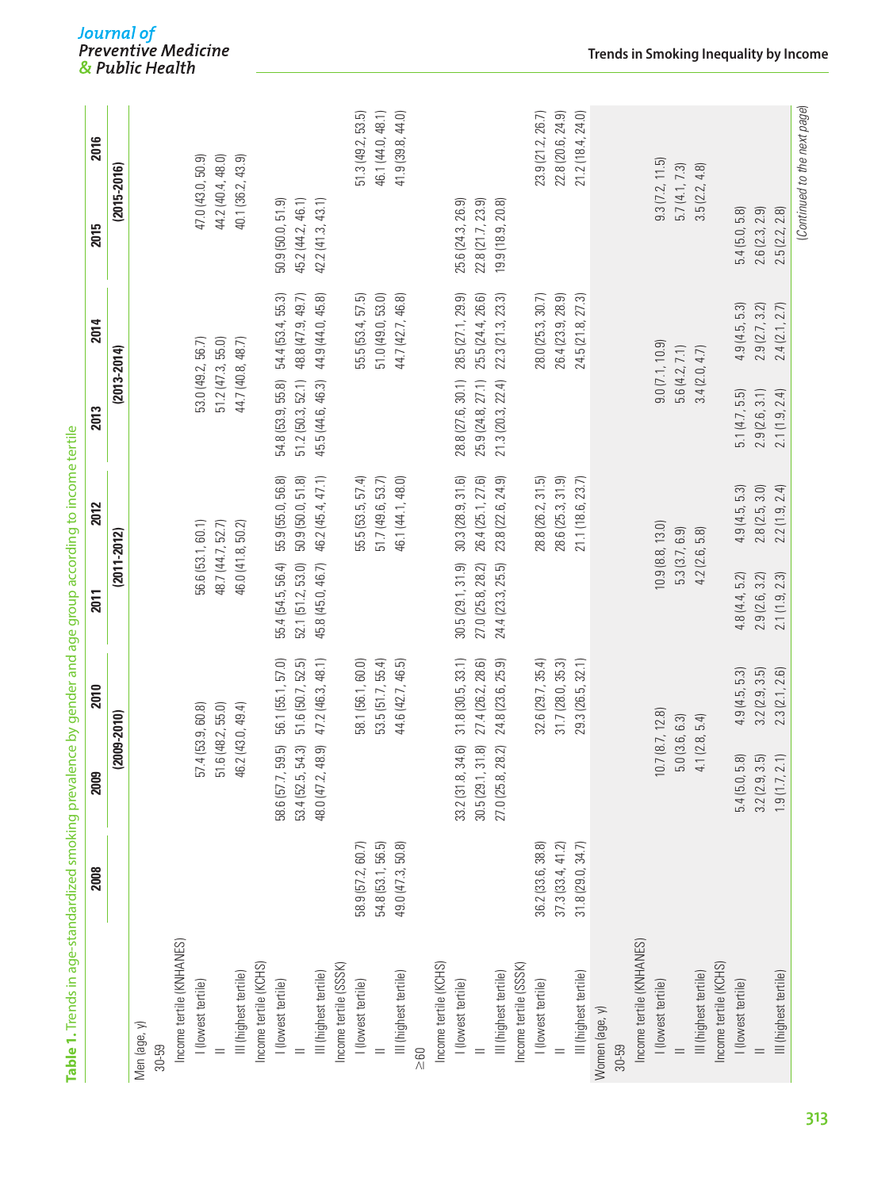**Table 1.** Trends in age-standardized smoking prevalence by gender and age group according to income tertile

| | 2008 | 2009 | 2010 | 2011 | 2012 | 2013 | 2014 | 2015 | 2016 |
|---|---|---|---|---|---|---|---|---|---|
| | | (2009-2010) | | (2011-2012) | | (2013-2014) | | (2015-2016) | |
| Men (age, y) | | | | | | | | | |
| 30-59 | | | | | | | | | |
| Income tertile (KNHANES) | | | | | | | | | |
| I (lowest tertile) | | 57.4 (53.9, 60.8) | | 56.6 (53.1, 60.1) | | 53.0 (49.2, 56.7) | | 47.0 (43.0, 50.9) | |
| II | | 51.6 (48.2, 55.0) | | 48.7 (44.7, 52.7) | | 51.2 (47.3, 55.0) | | 44.2 (40.4, 48.0) | |
| III (highest tertile) | | 46.2 (43.0, 49.4) | | 46.0 (41.8, 50.2) | | 44.7 (40.8, 48.7) | | 40.1 (36.2, 43.9) | |
| Income tertile (KCHS) | | | | | | | | | |
| I (lowest tertile) | | 58.6 (57.7, 59.5) | 56.1 (55.1, 57.0) | 55.4 (54.5, 56.4) | 55.9 (55.0, 56.8) | 54.8 (53.9, 55.8) | 54.4 (53.4, 55.3) | 50.9 (50.0, 51.9) | |
| II | | 53.4 (52.5, 54.3) | 51.6 (50.7, 52.5) | 52.1 (51.2, 53.0) | 50.9 (50.0, 51.8) | 51.2 (50.3, 52.1) | 48.8 (47.9, 49.7) | 45.2 (44.2, 46.1) | |
| III (highest tertile) | | 48.0 (47.2, 48.9) | 47.2 (46.3, 48.1) | 45.8 (45.0, 46.7) | 46.2 (45.4, 47.1) | 45.5 (44.6, 46.3) | 44.9 (44.0, 45.8) | 42.2 (41.3, 43.1) | |
| Income tertile (SSSK) | | | | | | | | | |
| I (lowest tertile) | 58.9 (57.2, 60.7) | | 58.1 (56.1, 60.0) | | 55.5 (53.5, 57.4) | | 55.5 (53.4, 57.5) | | 51.3 (49.2, 53.5) |
| II | 54.8 (53.1, 56.5) | | 53.5 (51.7, 55.4) | | 51.7 (49.6, 53.7) | | 51.0 (49.0, 53.0) | | 46.1 (44.0, 48.1) |
| III (highest tertile) | 49.0 (47.3, 50.8) | | 44.6 (42.7, 46.5) | | 46.1 (44.1, 48.0) | | 44.7 (42.7, 46.8) | | 41.9 (39.8, 44.0) |
| ≥60 | | | | | | | | | |
| Income tertile (KCHS) | | | | | | | | | |
| I (lowest tertile) | | 33.2 (31.8, 34.6) | 31.8 (30.5, 33.1) | 30.5 (29.1, 31.9) | 30.3 (28.9, 31.6) | 28.8 (27.6, 30.1) | 28.5 (27.1, 29.9) | 25.6 (24.3, 26.9) | |
| II | | 30.5 (29.1, 31.8) | 27.4 (26.2, 28.6) | 27.0 (25.8, 28.2) | 26.4 (25.1, 27.6) | 25.9 (24.8, 27.1) | 25.5 (24.4, 26.6) | 22.8 (21.7, 23.9) | |
| III (highest tertile) | | 27.0 (25.8, 28.2) | 24.8 (23.6, 25.9) | 24.4 (23.3, 25.5) | 23.8 (22.6, 24.9) | 21.3 (20.3, 22.4) | 22.3 (21.3, 23.3) | 19.9 (18.9, 20.8) | |
| Income tertile (SSSK) | | | | | | | | | |
| I (lowest tertile) | 36.2 (33.6, 38.8) | | 32.6 (29.7, 35.4) | | 28.8 (26.2, 31.5) | | 28.0 (25.3, 30.7) | | 23.9 (21.2, 26.7) |
| II | 37.3 (33.4, 41.2) | | 31.7 (28.0, 35.3) | | 28.6 (25.3, 31.9) | | 26.4 (23.9, 28.9) | | 22.8 (20.6, 24.9) |
| III (highest tertile) | 31.8 (29.0, 34.7) | | 29.3 (26.5, 32.1) | | 21.1 (18.6, 23.7) | | 24.5 (21.8, 27.3) | | 21.2 (18.4, 24.0) |
| Women (age, y) | | | | | | | | | |
| 30-59 | | | | | | | | | |
| Income tertile (KNHANES) | | | | | | | | | |
| I (lowest tertile) | | 10.7 (8.7, 12.8) | | 10.9 (8.8, 13.0) | | 9.0 (7.1, 10.9) | | 9.3 (7.2, 11.5) | |
| II | | 5.0 (3.6, 6.3) | | 5.3 (3.7, 6.9) | | 5.6 (4.2, 7.1) | | 5.7 (4.1, 7.3) | |
| III (highest tertile) | | 4.1 (2.8, 5.4) | | 4.2 (2.6, 5.8) | | 3.4 (2.0, 4.7) | | 3.5 (2.2, 4.8) | |
| Income tertile (KCHS) | | | | | | | | | |
| I (lowest tertile) | | 5.4 (5.0, 5.8) | 4.9 (4.5, 5.3) | 4.8 (4.4, 5.2) | 4.9 (4.5, 5.3) | 5.1 (4.7, 5.5) | 4.9 (4.5, 5.3) | 5.4 (5.0, 5.8) | |
| II | | 3.2 (2.9, 3.5) | 3.2 (2.9, 3.5) | 2.9 (2.6, 3.2) | 2.8 (2.5, 3.0) | 2.9 (2.6, 3.1) | 2.9 (2.7, 3.2) | 2.6 (2.3, 2.9) | |
| III (highest tertile) | | 1.9 (1.7, 2.1) | 2.3 (2.1, 2.6) | 2.1 (1.9, 2.3) | 2.2 (1.9, 2.4) | 2.1 (1.9, 2.4) | 2.4 (2.1, 2.7) | 2.5 (2.2, 2.8) | |

(Continued to the next page)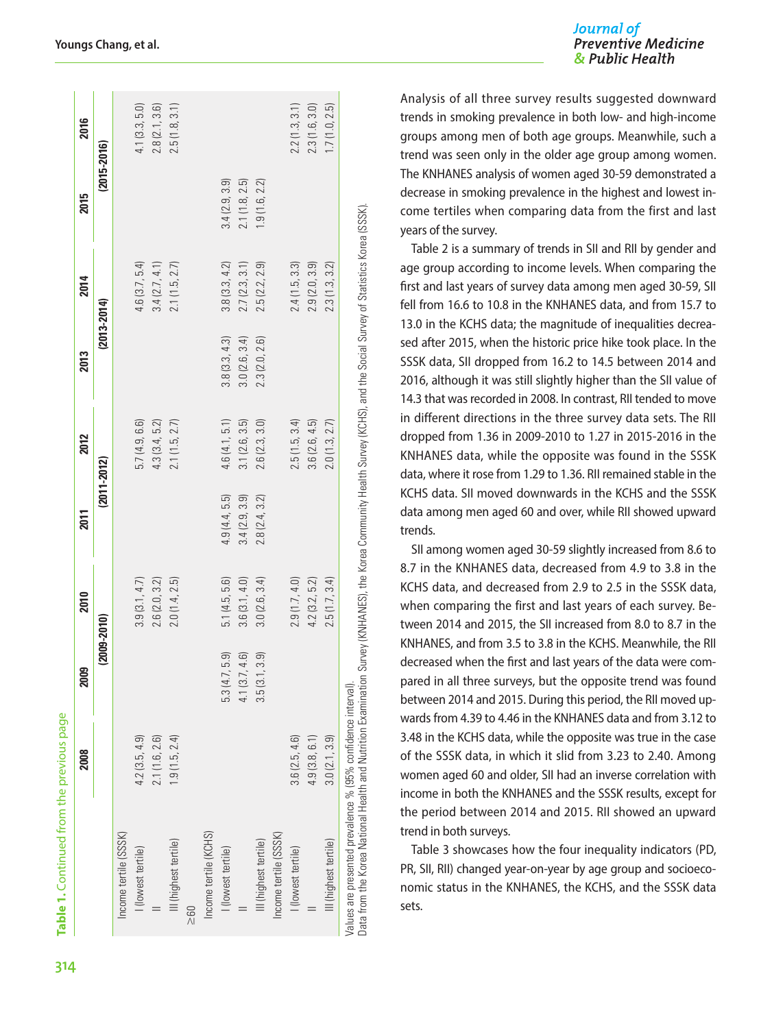**Table 1.** Continued from the previous page

| | 2008 | 2009 | 2010 | 2011 | 2012 | 2013 | 2014 | 2015 | 2016 |
|---|---|---|---|---|---|---|---|---|---|
| | | (2009-2010) | | (2011-2012) | | (2013-2014) | | (2015-2016) | |
| Income tertile (SSSK) | | | | | | | | | |
| I (lowest tertile) | 4.2 (3.5, 4.9) | | 3.9 (3.1, 4.7) | | 5.7 (4.9, 6.6) | | 4.6 (3.7, 5.4) | | 4.1 (3.3, 5.0) |
| II | 2.1 (1.6, 2.6) | | 2.6 (2.0, 3.2) | | 4.3 (3.4, 5.2) | | 3.4 (2.7, 4.1) | | 2.8 (2.1, 3.6) |
| III (highest tertile) | 1.9 (1.5, 2.4) | | 2.0 (1.4, 2.5) | | 2.1 (1.5, 2.7) | | 2.1 (1.5, 2.7) | | 2.5 (1.8, 3.1) |
| ≥60 | | | | | | | | | |
| Income tertile (KCHS) | | | | | | | | | |
| I (lowest tertile) | | 5.3 (4.7, 5.9) | 5.1 (4.5, 5.6) | 4.9 (4.4, 5.5) | 4.6 (4.1, 5.1) | 3.8 (3.3, 4.3) | 3.8 (3.3, 4.2) | 3.4 (2.9, 3.9) | |
| II | | 4.1 (3.7, 4.6) | 3.6 (3.1, 4.0) | 3.4 (2.9, 3.9) | 3.1 (2.6, 3.5) | 3.0 (2.6, 3.4) | 2.7 (2.3, 3.1) | 2.1 (1.8, 2.5) | |
| III (highest tertile) | | 3.5 (3.1, 3.9) | 3.0 (2.6, 3.4) | 2.8 (2.4, 3.2) | 2.6 (2.3, 3.0) | 2.3 (2.0, 2.6) | 2.5 (2.2, 2.9) | 1.9 (1.6, 2.2) | |
| Income tertile (SSSK) | | | | | | | | | |
| I (lowest tertile) | 3.6 (2.5, 4.6) | | 2.9 (1.7, 4.0) | | 2.5 (1.5, 3.4) | | 2.4 (1.5, 3.3) | | 2.2 (1.3, 3.1) |
| II | 4.9 (3.8, 6.1) | | 4.2 (3.2, 5.2) | | 3.6 (2.6, 4.5) | | 2.9 (2.0, 3.9) | | 2.3 (1.6, 3.0) |
| III (highest tertile) | 3.0 (2.1, 3.9) | | 2.5 (1.7, 3.4) | | 2.0 (1.3, 2.7) | | 2.3 (1.3, 3.2) | | 1.7 (1.0, 2.5) |

Values are presented prevalence % (95% confidence interval).
Data from the Korea National Health and Nutrition Examination Survey (KNHANES), the Korea Community Health Survey (KCHS), and the Social Survey of Statistics Korea (SSSK).

Analysis of all three survey results suggested downward trends in smoking prevalence in both low- and high-income groups among men of both age groups. Meanwhile, such a trend was seen only in the older age group among women. The KNHANES analysis of women aged 30-59 demonstrated a decrease in smoking prevalence in the highest and lowest income tertiles when comparing data from the first and last years of the survey.

Table 2 is a summary of trends in SII and RII by gender and age group according to income levels. When comparing the first and last years of survey data among men aged 30-59, SII fell from 16.6 to 10.8 in the KNHANES data, and from 15.7 to 13.0 in the KCHS data; the magnitude of inequalities decreased after 2015, when the historic price hike took place. In the SSSK data, SII dropped from 16.2 to 14.5 between 2014 and 2016, although it was still slightly higher than the SII value of 14.3 that was recorded in 2008. In contrast, RII tended to move in different directions in the three survey data sets. The RII dropped from 1.36 in 2009-2010 to 1.27 in 2015-2016 in the KNHANES data, while the opposite was found in the SSSK data, where it rose from 1.29 to 1.36. RII remained stable in the KCHS data. SII moved downwards in the KCHS and the SSSK data among men aged 60 and over, while RII showed upward trends.

SII among women aged 30-59 slightly increased from 8.6 to 8.7 in the KNHANES data, decreased from 4.9 to 3.8 in the KCHS data, and decreased from 2.9 to 2.5 in the SSSK data, when comparing the first and last years of each survey. Between 2014 and 2015, the SII increased from 8.0 to 8.7 in the KNHANES, and from 3.5 to 3.8 in the KCHS. Meanwhile, the RII decreased when the first and last years of the data were compared in all three surveys, but the opposite trend was found between 2014 and 2015. During this period, the RII moved upwards from 4.39 to 4.46 in the KNHANES data and from 3.12 to 3.48 in the KCHS data, while the opposite was true in the case of the SSSK data, in which it slid from 3.23 to 2.40. Among women aged 60 and older, SII had an inverse correlation with income in both the KNHANES and the SSSK results, except for the period between 2014 and 2015. RII showed an upward trend in both surveys.

Table 3 showcases how the four inequality indicators (PD, PR, SII, RII) changed year-on-year by age group and socioeconomic status in the KNHANES, the KCHS, and the SSSK data sets.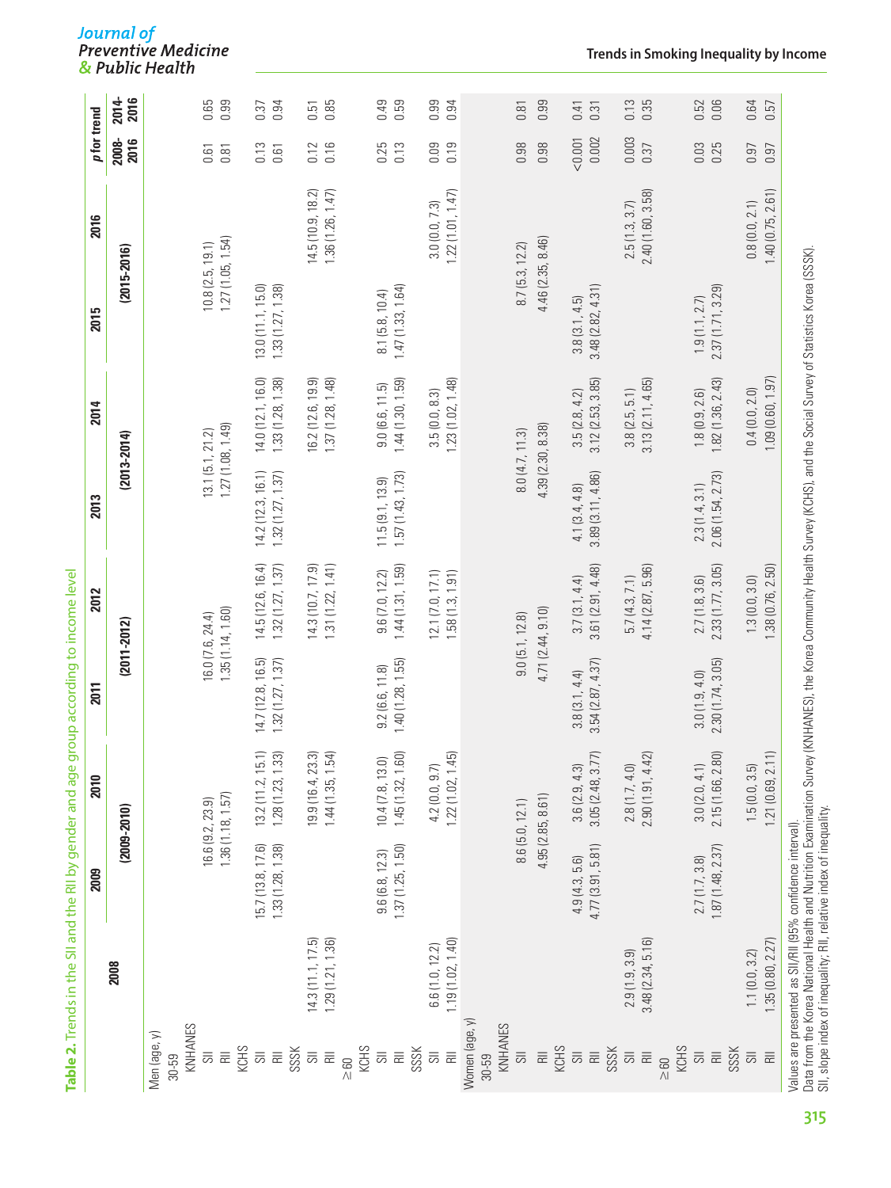**Table 2.** Trends in the SII and the RII by gender and age group according to income level

| | 2008 | 2009 | 2010 | 2011 | 2012 | 2013 | 2014 | 2015 | 2016 | p for trend 2008-2016 | p for trend 2014-2016 |
|---|---|---|---|---|---|---|---|---|---|---|---|
| | | (2009-2010) | | (2011-2012) | | (2013-2014) | | (2015-2016) | | | |
| **Men (age, y)** | | | | | | | | | | | |
| 30-59 | | | | | | | | | | | |
| KNHANES | | | | | | | | | | | |
| SII | | 16.6 (9.2, 23.9) | | 16.0 (7.6, 24.4) | | 13.1 (5.1, 21.2) | | 10.8 (2.5, 19.1) | | 0.61 | 0.65 |
| RII | | 1.36 (1.18, 1.57) | | 1.35 (1.14, 1.60) | | 1.27 (1.08, 1.49) | | 1.27 (1.05, 1.54) | | 0.81 | 0.99 |
| KCHS | | | | | | | | | | | |
| SII | | 15.7 (13.8, 17.6) | 13.2 (11.2, 15.1) | 14.7 (12.8, 16.5) | 14.5 (12.6, 16.4) | 14.2 (12.3, 16.1) | 14.0 (12.1, 16.0) | 13.0 (11.1, 15.0) | | 0.13 | 0.37 |
| RII | | 1.33 (1.28, 1.38) | 1.28 (1.23, 1.33) | 1.32 (1.27, 1.37) | 1.32 (1.27, 1.37) | 1.32 (1.27, 1.37) | 1.33 (1.28, 1.38) | 1.33 (1.27, 1.38) | | 0.61 | 0.94 |
| SSSK | | | | | | | | | | | |
| SII | 14.3 (11.1, 17.5) | | 19.9 (16.4, 23.3) | | 14.3 (10.7, 17.9) | | 16.2 (12.6, 19.9) | | 14.5 (10.9, 18.2) | 0.12 | 0.51 |
| RII | 1.29 (1.21, 1.36) | | 1.44 (1.35, 1.54) | | 1.31 (1.22, 1.41) | | 1.37 (1.28, 1.48) | | 1.36 (1.26, 1.47) | 0.16 | 0.85 |
| ≥60 | | | | | | | | | | | |
| KCHS | | | | | | | | | | | |
| SII | | 9.6 (6.8, 12.3) | 10.4 (7.8, 13.0) | 9.2 (6.6, 11.8) | 9.6 (7.0, 12.2) | 11.5 (9.1, 13.9) | 9.0 (6.6, 11.5) | 8.1 (5.8, 10.4) | | 0.25 | 0.49 |
| RII | | 1.37 (1.25, 1.50) | 1.45 (1.32, 1.60) | 1.40 (1.28, 1.55) | 1.44 (1.31, 1.59) | 1.57 (1.43, 1.73) | 1.44 (1.30, 1.59) | 1.47 (1.33, 1.64) | | 0.13 | 0.59 |
| SSSK | | | | | | | | | | | |
| SII | 6.6 (1.0, 12.2) | | 4.2 (0.0, 9.7) | | 12.1 (7.0, 17.1) | | 3.5 (0.0, 8.3) | | 3.0 (0.0, 7.3) | 0.09 | 0.99 |
| RII | 1.19 (1.02, 1.40) | | 1.22 (1.02, 1.45) | | 1.58 (1.3, 1.91) | | 1.23 (1.02, 1.48) | | 1.22 (1.01, 1.47) | 0.19 | 0.94 |
| **Women (age, y)** | | | | | | | | | | | |
| 30-59 | | | | | | | | | | | |
| KNHANES | | | | | | | | | | | |
| SII | | 8.6 (5.0, 12.1) | | 9.0 (5.1, 12.8) | | 8.0 (4.7, 11.3) | | 8.7 (5.3, 12.2) | | 0.98 | 0.81 |
| RII | | 4.95 (2.85, 8.61) | | 4.71 (2.44, 9.10) | | 4.39 (2.30, 8.38) | | 4.46 (2.35, 8.46) | | 0.98 | 0.99 |
| KCHS | | | | | | | | | | | |
| SII | | 4.9 (4.3, 5.6) | 3.6 (2.9, 4.3) | 3.8 (3.1, 4.4) | 3.7 (3.1, 4.4) | 4.1 (3.4, 4.8) | 3.5 (2.8, 4.2) | 3.8 (3.1, 4.5) | | <0.001 | 0.41 |
| RII | | 4.77 (3.91, 5.81) | 3.05 (2.48, 3.77) | 3.54 (2.87, 4.37) | 3.61 (2.91, 4.48) | 3.89 (3.11, 4.86) | 3.12 (2.53, 3.85) | 3.48 (2.82, 4.31) | | 0.002 | 0.31 |
| SSSK | | | | | | | | | | | |
| SII | 2.9 (1.9, 3.9) | | 2.8 (1.7, 4.0) | | 5.7 (4.3, 7.1) | | 3.8 (2.5, 5.1) | | 2.5 (1.3, 3.7) | 0.003 | 0.13 |
| RII | 3.48 (2.34, 5.16) | | 2.90 (1.91, 4.42) | | 4.14 (2.87, 5.96) | | 3.13 (2.11, 4.65) | | 2.40 (1.60, 3.58) | 0.37 | 0.35 |
| ≥60 | | | | | | | | | | | |
| KCHS | | | | | | | | | | | |
| SII | | 2.7 (1.7, 3.8) | 3.0 (2.0, 4.1) | 3.0 (1.9, 4.0) | 2.7 (1.8, 3.6) | 2.3 (1.4, 3.1) | 1.8 (0.9, 2.6) | 1.9 (1.1, 2.7) | | 0.03 | 0.52 |
| RII | | 1.87 (1.48, 2.37) | 2.15 (1.66, 2.80) | 2.30 (1.74, 3.05) | 2.33 (1.77, 3.05) | 2.06 (1.54, 2.73) | 1.82 (1.36, 2.43) | 2.37 (1.71, 3.29) | | 0.25 | 0.06 |
| SSSK | | | | | | | | | | | |
| SII | 1.1 (0.0, 3.2) | | 1.5 (0.0, 3.5) | | 1.3 (0.0, 3.0) | | 0.4 (0.0, 2.0) | | 0.8 (0.0, 2.1) | 0.97 | 0.64 |
| RII | 1.35 (0.80, 2.27) | | 1.21 (0.69, 2.11) | | 1.38 (0.76, 2.50) | | 1.09 (0.60, 1.97) | | 1.40 (0.75, 2.61) | 0.97 | 0.57 |

Values are presented as SII/RII (95% confidence interval).
Data from the Korea National Health and Nutrition Examination Survey (KNHANES), the Korea Community Health Survey (KCHS), and the Social Survey of Statistics Korea (SSSK).
SII, slope index of inequality; RII, relative index of inequality.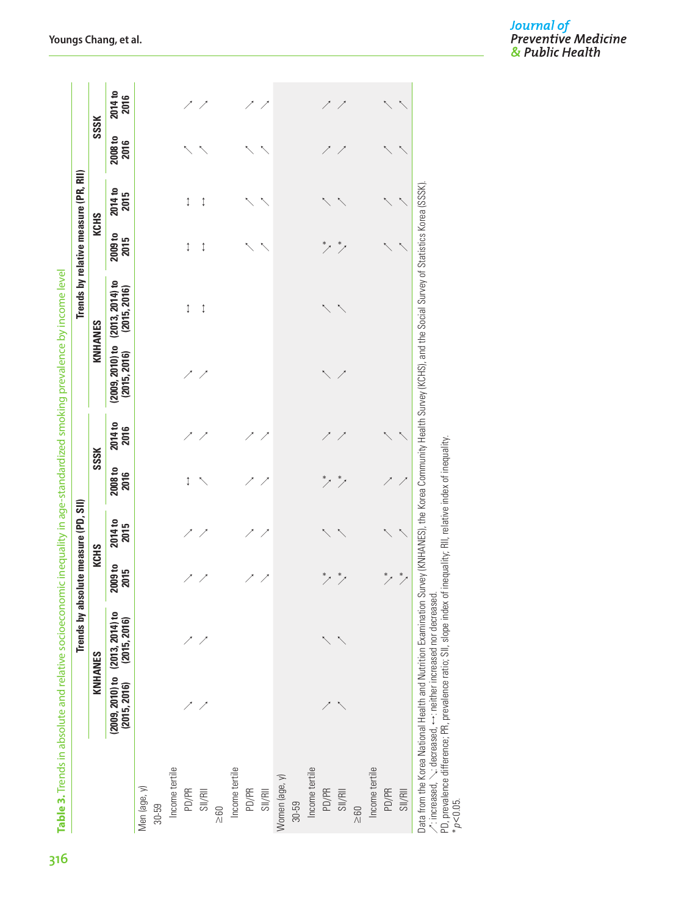**Table 3.** Trends in absolute and relative socioeconomic inequality in age-standardized smoking prevalence by income level

| | Trends by absolute measure (PD, SII) | | | | | | Trends by relative measure (PR, RII) | | | | | |
|---|---|---|---|---|---|---|---|---|---|---|---|---|
| | KNHANES | | KCHS | | SSSK | | KNHANES | | KCHS | | SSSK | |
| | (2009, 2010) to (2015, 2016) | (2013, 2014) to (2015, 2016) | 2009 to 2015 | 2014 to 2015 | 2008 to 2016 | 2014 to 2016 | (2009, 2010) to (2015, 2016) | (2013, 2014) to (2015, 2016) | 2009 to 2015 | 2014 to 2015 | 2008 to 2016 | 2014 to 2016 |
| Men (age, y) | | | | | | | | | | | | |
| 30-59 | | | | | | | | | | | | |
| Income tertile | | | | | | | | | | | | |
| PD/PR | ↘ | ↘ | ↘ | ↘ | ↔ | ↘ | ↘ | ↔ | ↔ | ↔ | ↗ | ↘ |
| SII/RII | ↘ | ↘ | ↘ | ↘ | ↗ | ↘ | ↘ | ↔ | ↔ | ↔ | ↗ | ↘ |
| ≥60 | | | | | | | | | | | | |
| Income tertile | | | | | | | | | | | | |
| PD/PR | | | ↘ | ↘ | ↘ | ↘ | | | ↗ | ↗ | ↗ | ↘ |
| SII/RII | | | ↘ | ↘ | ↘ | ↘ | | | ↗ | ↗ | ↗ | ↘ |
| Women (age, y) | | | | | | | | | | | | |
| 30-59 | | | | | | | | | | | | |
| Income tertile | | | | | | | | | | | | |
| PD/PR | ↘ | ↗ | ↘* | ↗ | ↘* | ↘ | ↗ | ↗ | ↘* | ↗ | ↘ | ↘ |
| SII/RII | ↗ | ↗ | ↘* | ↗ | ↘* | ↘ | ↘ | ↗ | ↘* | ↗ | ↘ | ↘ |
| ≥60 | | | | | | | | | | | | |
| Income tertile | | | | | | | | | | | | |
| PD/PR | | | ↘* | ↗ | ↘ | ↗ | | | ↗ | ↗ | ↗ | ↗ |
| SII/RII | | | ↘* | ↗ | ↘ | ↗ | | | ↗ | ↗ | ↗ | ↗ |

Data from the Korea National Health and Nutrition Examination Survey (KNHANES), the Korea Community Health Survey (KCHS), and the Social Survey of Statistics Korea (SSSK).

↗: increased, ↘: decreased, ↔: neither increased nor decreased.

PD, prevalence difference; PR, prevalence ratio; SII, slope index of inequality; RII, relative index of inequality.

*$p<0.05$.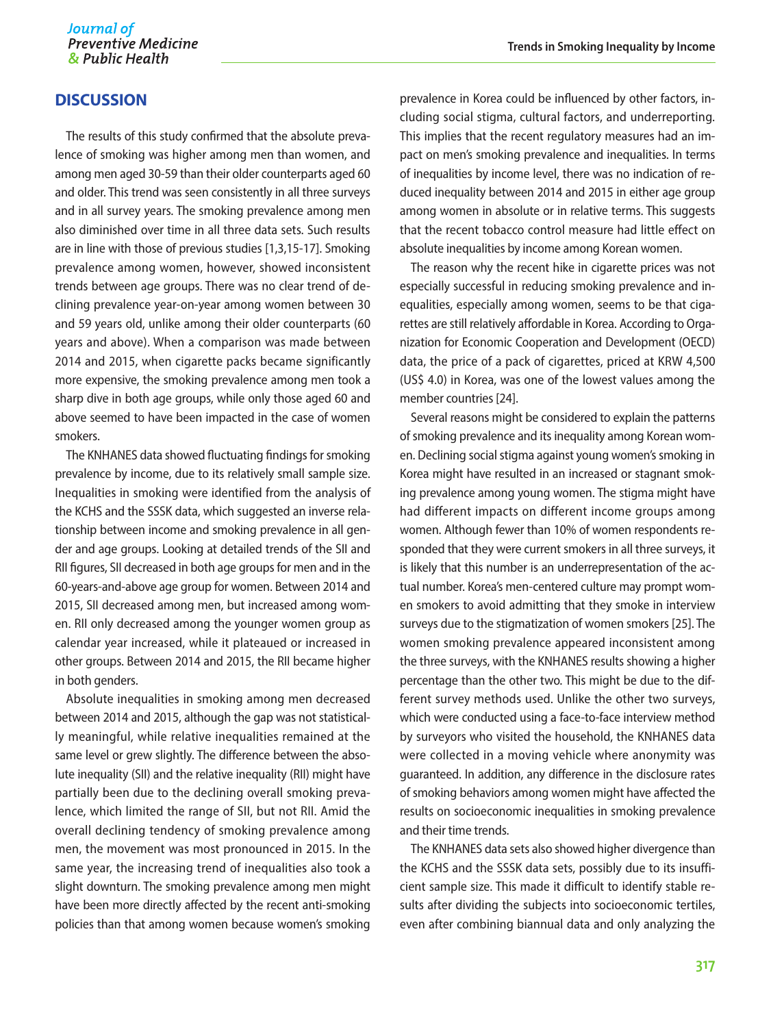## DISCUSSION

The results of this study confirmed that the absolute prevalence of smoking was higher among men than women, and among men aged 30-59 than their older counterparts aged 60 and older. This trend was seen consistently in all three surveys and in all survey years. The smoking prevalence among men also diminished over time in all three data sets. Such results are in line with those of previous studies [1,3,15-17]. Smoking prevalence among women, however, showed inconsistent trends between age groups. There was no clear trend of declining prevalence year-on-year among women between 30 and 59 years old, unlike among their older counterparts (60 years and above). When a comparison was made between 2014 and 2015, when cigarette packs became significantly more expensive, the smoking prevalence among men took a sharp dive in both age groups, while only those aged 60 and above seemed to have been impacted in the case of women smokers.

The KNHANES data showed fluctuating findings for smoking prevalence by income, due to its relatively small sample size. Inequalities in smoking were identified from the analysis of the KCHS and the SSSK data, which suggested an inverse relationship between income and smoking prevalence in all gender and age groups. Looking at detailed trends of the SII and RII figures, SII decreased in both age groups for men and in the 60-years-and-above age group for women. Between 2014 and 2015, SII decreased among men, but increased among women. RII only decreased among the younger women group as calendar year increased, while it plateaued or increased in other groups. Between 2014 and 2015, the RII became higher in both genders.

Absolute inequalities in smoking among men decreased between 2014 and 2015, although the gap was not statistically meaningful, while relative inequalities remained at the same level or grew slightly. The difference between the absolute inequality (SII) and the relative inequality (RII) might have partially been due to the declining overall smoking prevalence, which limited the range of SII, but not RII. Amid the overall declining tendency of smoking prevalence among men, the movement was most pronounced in 2015. In the same year, the increasing trend of inequalities also took a slight downturn. The smoking prevalence among men might have been more directly affected by the recent anti-smoking policies than that among women because women's smoking prevalence in Korea could be influenced by other factors, including social stigma, cultural factors, and underreporting. This implies that the recent regulatory measures had an impact on men's smoking prevalence and inequalities. In terms of inequalities by income level, there was no indication of reduced inequality between 2014 and 2015 in either age group among women in absolute or in relative terms. This suggests that the recent tobacco control measure had little effect on absolute inequalities by income among Korean women.

The reason why the recent hike in cigarette prices was not especially successful in reducing smoking prevalence and inequalities, especially among women, seems to be that cigarettes are still relatively affordable in Korea. According to Organization for Economic Cooperation and Development (OECD) data, the price of a pack of cigarettes, priced at KRW 4,500 (US$ 4.0) in Korea, was one of the lowest values among the member countries [24].

Several reasons might be considered to explain the patterns of smoking prevalence and its inequality among Korean women. Declining social stigma against young women's smoking in Korea might have resulted in an increased or stagnant smoking prevalence among young women. The stigma might have had different impacts on different income groups among women. Although fewer than 10% of women respondents responded that they were current smokers in all three surveys, it is likely that this number is an underrepresentation of the actual number. Korea's men-centered culture may prompt women smokers to avoid admitting that they smoke in interview surveys due to the stigmatization of women smokers [25]. The women smoking prevalence appeared inconsistent among the three surveys, with the KNHANES results showing a higher percentage than the other two. This might be due to the different survey methods used. Unlike the other two surveys, which were conducted using a face-to-face interview method by surveyors who visited the household, the KNHANES data were collected in a moving vehicle where anonymity was guaranteed. In addition, any difference in the disclosure rates of smoking behaviors among women might have affected the results on socioeconomic inequalities in smoking prevalence and their time trends.

The KNHANES data sets also showed higher divergence than the KCHS and the SSSK data sets, possibly due to its insufficient sample size. This made it difficult to identify stable results after dividing the subjects into socioeconomic tertiles, even after combining biannual data and only analyzing the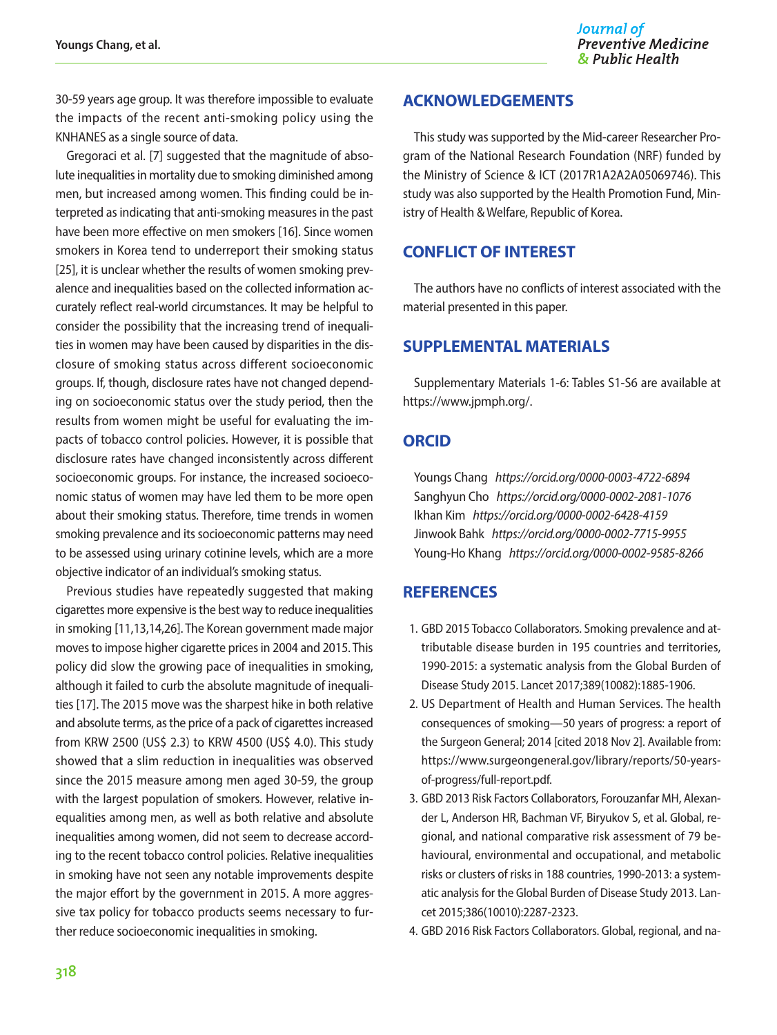30-59 years age group. It was therefore impossible to evaluate the impacts of the recent anti-smoking policy using the KNHANES as a single source of data.

Gregoraci et al. [7] suggested that the magnitude of absolute inequalities in mortality due to smoking diminished among men, but increased among women. This finding could be interpreted as indicating that anti-smoking measures in the past have been more effective on men smokers [16]. Since women smokers in Korea tend to underreport their smoking status [25], it is unclear whether the results of women smoking prevalence and inequalities based on the collected information accurately reflect real-world circumstances. It may be helpful to consider the possibility that the increasing trend of inequalities in women may have been caused by disparities in the disclosure of smoking status across different socioeconomic groups. If, though, disclosure rates have not changed depending on socioeconomic status over the study period, then the results from women might be useful for evaluating the impacts of tobacco control policies. However, it is possible that disclosure rates have changed inconsistently across different socioeconomic groups. For instance, the increased socioeconomic status of women may have led them to be more open about their smoking status. Therefore, time trends in women smoking prevalence and its socioeconomic patterns may need to be assessed using urinary cotinine levels, which are a more objective indicator of an individual's smoking status.

Previous studies have repeatedly suggested that making cigarettes more expensive is the best way to reduce inequalities in smoking [11,13,14,26]. The Korean government made major moves to impose higher cigarette prices in 2004 and 2015. This policy did slow the growing pace of inequalities in smoking, although it failed to curb the absolute magnitude of inequalities [17]. The 2015 move was the sharpest hike in both relative and absolute terms, as the price of a pack of cigarettes increased from KRW 2500 (US$ 2.3) to KRW 4500 (US$ 4.0). This study showed that a slim reduction in inequalities was observed since the 2015 measure among men aged 30-59, the group with the largest population of smokers. However, relative inequalities among men, as well as both relative and absolute inequalities among women, did not seem to decrease according to the recent tobacco control policies. Relative inequalities in smoking have not seen any notable improvements despite the major effort by the government in 2015. A more aggressive tax policy for tobacco products seems necessary to further reduce socioeconomic inequalities in smoking.

## ACKNOWLEDGEMENTS

This study was supported by the Mid-career Researcher Program of the National Research Foundation (NRF) funded by the Ministry of Science & ICT (2017R1A2A2A05069746). This study was also supported by the Health Promotion Fund, Ministry of Health & Welfare, Republic of Korea.

## CONFLICT OF INTEREST

The authors have no conflicts of interest associated with the material presented in this paper.

## SUPPLEMENTAL MATERIALS

Supplementary Materials 1-6: Tables S1-S6 are available at https://www.jpmph.org/.

## ORCID

Youngs Chang *https://orcid.org/0000-0003-4722-6894*
Sanghyun Cho *https://orcid.org/0000-0002-2081-1076*
Ikhan Kim *https://orcid.org/0000-0002-6428-4159*
Jinwook Bahk *https://orcid.org/0000-0002-7715-9955*
Young-Ho Khang *https://orcid.org/0000-0002-9585-8266*

## REFERENCES

1. GBD 2015 Tobacco Collaborators. Smoking prevalence and attributable disease burden in 195 countries and territories, 1990-2015: a systematic analysis from the Global Burden of Disease Study 2015. Lancet 2017;389(10082):1885-1906.
2. US Department of Health and Human Services. The health consequences of smoking—50 years of progress: a report of the Surgeon General; 2014 [cited 2018 Nov 2]. Available from: https://www.surgeongeneral.gov/library/reports/50-years-of-progress/full-report.pdf.
3. GBD 2013 Risk Factors Collaborators, Forouzanfar MH, Alexander L, Anderson HR, Bachman VF, Biryukov S, et al. Global, regional, and national comparative risk assessment of 79 behavioural, environmental and occupational, and metabolic risks or clusters of risks in 188 countries, 1990-2013: a systematic analysis for the Global Burden of Disease Study 2013. Lancet 2015;386(10010):2287-2323.
4. GBD 2016 Risk Factors Collaborators. Global, regional, and na-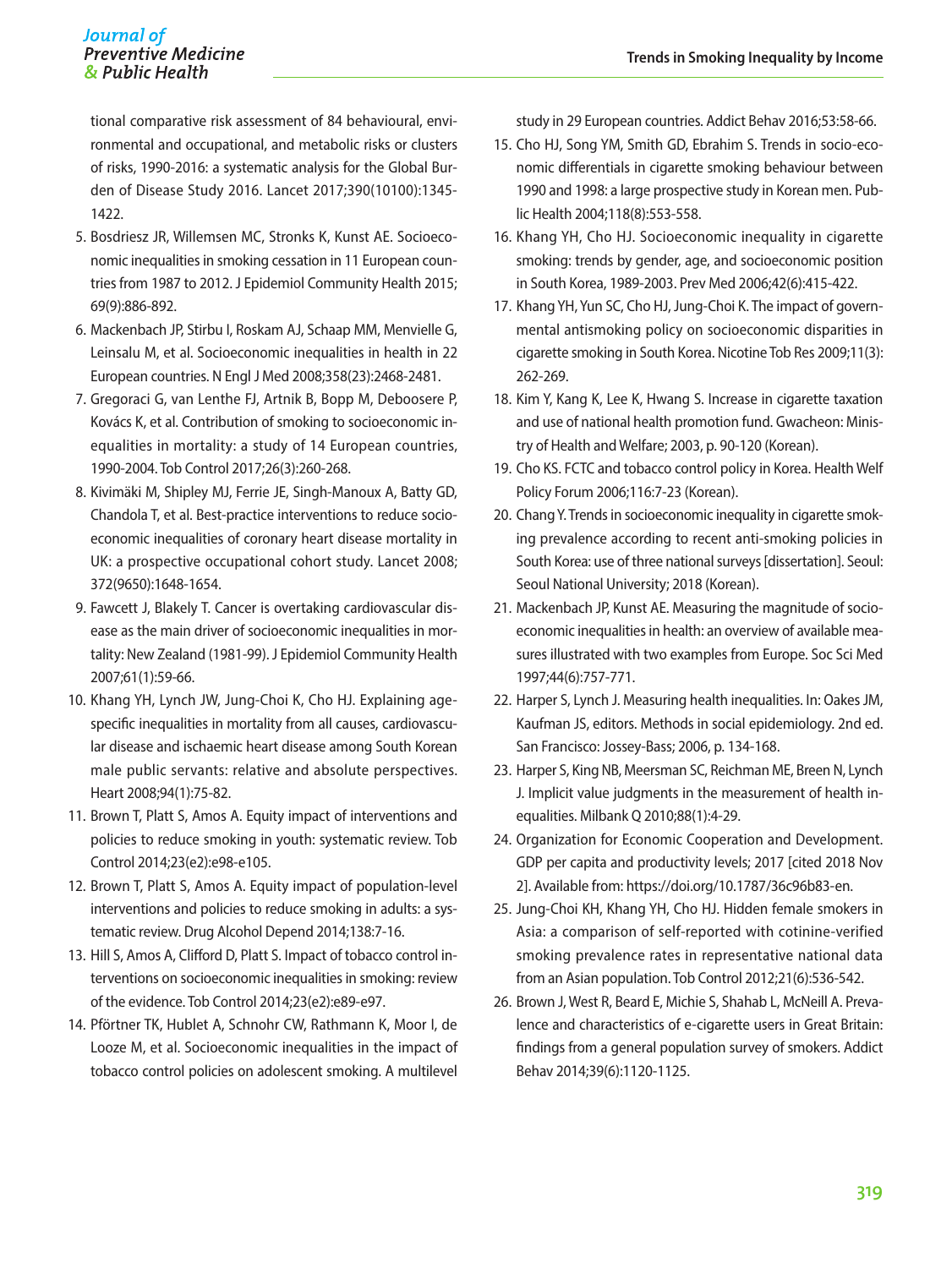tional comparative risk assessment of 84 behavioural, environmental and occupational, and metabolic risks or clusters of risks, 1990-2016: a systematic analysis for the Global Burden of Disease Study 2016. Lancet 2017;390(10100):1345-1422.

5. Bosdriesz JR, Willemsen MC, Stronks K, Kunst AE. Socioeconomic inequalities in smoking cessation in 11 European countries from 1987 to 2012. J Epidemiol Community Health 2015; 69(9):886-892.
6. Mackenbach JP, Stirbu I, Roskam AJ, Schaap MM, Menvielle G, Leinsalu M, et al. Socioeconomic inequalities in health in 22 European countries. N Engl J Med 2008;358(23):2468-2481.
7. Gregoraci G, van Lenthe FJ, Artnik B, Bopp M, Deboosere P, Kovács K, et al. Contribution of smoking to socioeconomic inequalities in mortality: a study of 14 European countries, 1990-2004. Tob Control 2017;26(3):260-268.
8. Kivimäki M, Shipley MJ, Ferrie JE, Singh-Manoux A, Batty GD, Chandola T, et al. Best-practice interventions to reduce socioeconomic inequalities of coronary heart disease mortality in UK: a prospective occupational cohort study. Lancet 2008; 372(9650):1648-1654.
9. Fawcett J, Blakely T. Cancer is overtaking cardiovascular disease as the main driver of socioeconomic inequalities in mortality: New Zealand (1981-99). J Epidemiol Community Health 2007;61(1):59-66.
10. Khang YH, Lynch JW, Jung-Choi K, Cho HJ. Explaining age-specific inequalities in mortality from all causes, cardiovascular disease and ischaemic heart disease among South Korean male public servants: relative and absolute perspectives. Heart 2008;94(1):75-82.
11. Brown T, Platt S, Amos A. Equity impact of interventions and policies to reduce smoking in youth: systematic review. Tob Control 2014;23(e2):e98-e105.
12. Brown T, Platt S, Amos A. Equity impact of population-level interventions and policies to reduce smoking in adults: a systematic review. Drug Alcohol Depend 2014;138:7-16.
13. Hill S, Amos A, Clifford D, Platt S. Impact of tobacco control interventions on socioeconomic inequalities in smoking: review of the evidence. Tob Control 2014;23(e2):e89-e97.
14. Pförtner TK, Hublet A, Schnohr CW, Rathmann K, Moor I, de Looze M, et al. Socioeconomic inequalities in the impact of tobacco control policies on adolescent smoking. A multilevel study in 29 European countries. Addict Behav 2016;53:58-66.
15. Cho HJ, Song YM, Smith GD, Ebrahim S. Trends in socio-economic differentials in cigarette smoking behaviour between 1990 and 1998: a large prospective study in Korean men. Public Health 2004;118(8):553-558.
16. Khang YH, Cho HJ. Socioeconomic inequality in cigarette smoking: trends by gender, age, and socioeconomic position in South Korea, 1989-2003. Prev Med 2006;42(6):415-422.
17. Khang YH, Yun SC, Cho HJ, Jung-Choi K. The impact of governmental antismoking policy on socioeconomic disparities in cigarette smoking in South Korea. Nicotine Tob Res 2009;11(3): 262-269.
18. Kim Y, Kang K, Lee K, Hwang S. Increase in cigarette taxation and use of national health promotion fund. Gwacheon: Ministry of Health and Welfare; 2003, p. 90-120 (Korean).
19. Cho KS. FCTC and tobacco control policy in Korea. Health Welf Policy Forum 2006;116:7-23 (Korean).
20. Chang Y. Trends in socioeconomic inequality in cigarette smoking prevalence according to recent anti-smoking policies in South Korea: use of three national surveys [dissertation]. Seoul: Seoul National University; 2018 (Korean).
21. Mackenbach JP, Kunst AE. Measuring the magnitude of socioeconomic inequalities in health: an overview of available measures illustrated with two examples from Europe. Soc Sci Med 1997;44(6):757-771.
22. Harper S, Lynch J. Measuring health inequalities. In: Oakes JM, Kaufman JS, editors. Methods in social epidemiology. 2nd ed. San Francisco: Jossey-Bass; 2006, p. 134-168.
23. Harper S, King NB, Meersman SC, Reichman ME, Breen N, Lynch J. Implicit value judgments in the measurement of health inequalities. Milbank Q 2010;88(1):4-29.
24. Organization for Economic Cooperation and Development. GDP per capita and productivity levels; 2017 [cited 2018 Nov 2]. Available from: https://doi.org/10.1787/36c96b83-en.
25. Jung-Choi KH, Khang YH, Cho HJ. Hidden female smokers in Asia: a comparison of self-reported with cotinine-verified smoking prevalence rates in representative national data from an Asian population. Tob Control 2012;21(6):536-542.
26. Brown J, West R, Beard E, Michie S, Shahab L, McNeill A. Prevalence and characteristics of e-cigarette users in Great Britain: findings from a general population survey of smokers. Addict Behav 2014;39(6):1120-1125.